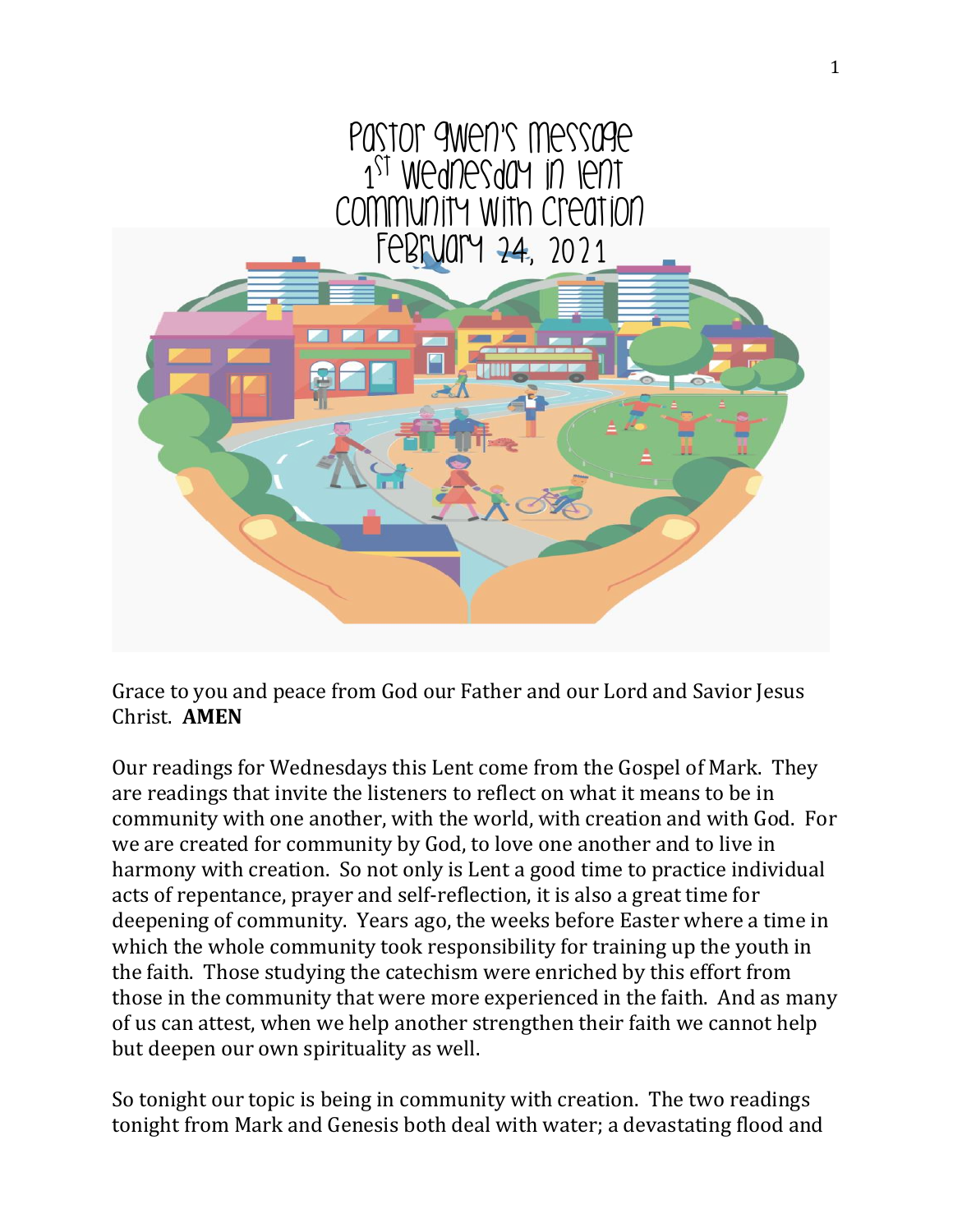# Pastor Gwen's Message
## 1st Wednesday in Lent
## Community with Creation
## February 24, 2021

Grace to you and peace from God our Father and our Lord and Savior Jesus Christ. **AMEN**

Our readings for Wednesdays this Lent come from the Gospel of Mark. They are readings that invite the listeners to reflect on what it means to be in community with one another, with the world, with creation and with God. For we are created for community by God, to love one another and to live in harmony with creation. So not only is Lent a good time to practice individual acts of repentance, prayer and self-reflection, it is also a great time for deepening of community. Years ago, the weeks before Easter where a time in which the whole community took responsibility for training up the youth in the faith. Those studying the catechism were enriched by this effort from those in the community that were more experienced in the faith. And as many of us can attest, when we help another strengthen their faith we cannot help but deepen our own spirituality as well.

So tonight our topic is being in community with creation. The two readings tonight from Mark and Genesis both deal with water; a devastating flood and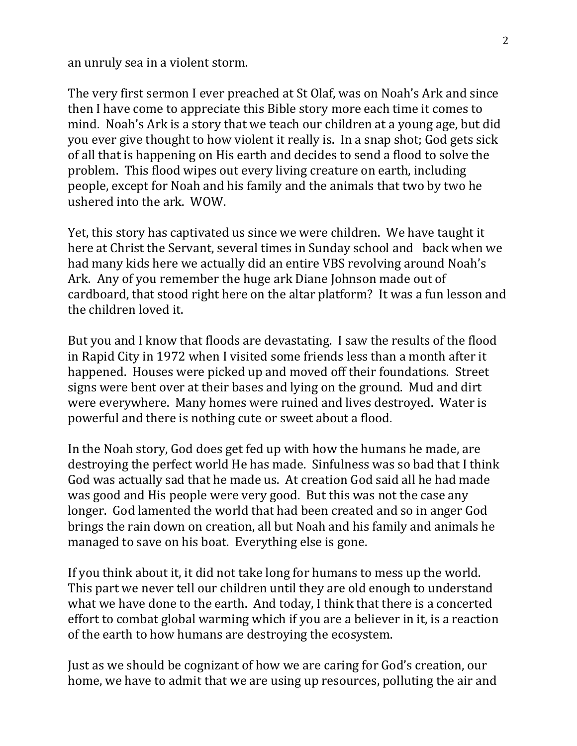an unruly sea in a violent storm.

The very first sermon I ever preached at St Olaf, was on Noah's Ark and since then I have come to appreciate this Bible story more each time it comes to mind. Noah's Ark is a story that we teach our children at a young age, but did you ever give thought to how violent it really is. In a snap shot; God gets sick of all that is happening on His earth and decides to send a flood to solve the problem. This flood wipes out every living creature on earth, including people, except for Noah and his family and the animals that two by two he ushered into the ark. WOW.

Yet, this story has captivated us since we were children. We have taught it here at Christ the Servant, several times in Sunday school and back when we had many kids here we actually did an entire VBS revolving around Noah's Ark. Any of you remember the huge ark Diane Johnson made out of cardboard, that stood right here on the altar platform? It was a fun lesson and the children loved it.

But you and I know that floods are devastating. I saw the results of the flood in Rapid City in 1972 when I visited some friends less than a month after it happened. Houses were picked up and moved off their foundations. Street signs were bent over at their bases and lying on the ground. Mud and dirt were everywhere. Many homes were ruined and lives destroyed. Water is powerful and there is nothing cute or sweet about a flood.

In the Noah story, God does get fed up with how the humans he made, are destroying the perfect world He has made. Sinfulness was so bad that I think God was actually sad that he made us. At creation God said all he had made was good and His people were very good. But this was not the case any longer. God lamented the world that had been created and so in anger God brings the rain down on creation, all but Noah and his family and animals he managed to save on his boat. Everything else is gone.

If you think about it, it did not take long for humans to mess up the world. This part we never tell our children until they are old enough to understand what we have done to the earth. And today, I think that there is a concerted effort to combat global warming which if you are a believer in it, is a reaction of the earth to how humans are destroying the ecosystem.

Just as we should be cognizant of how we are caring for God's creation, our home, we have to admit that we are using up resources, polluting the air and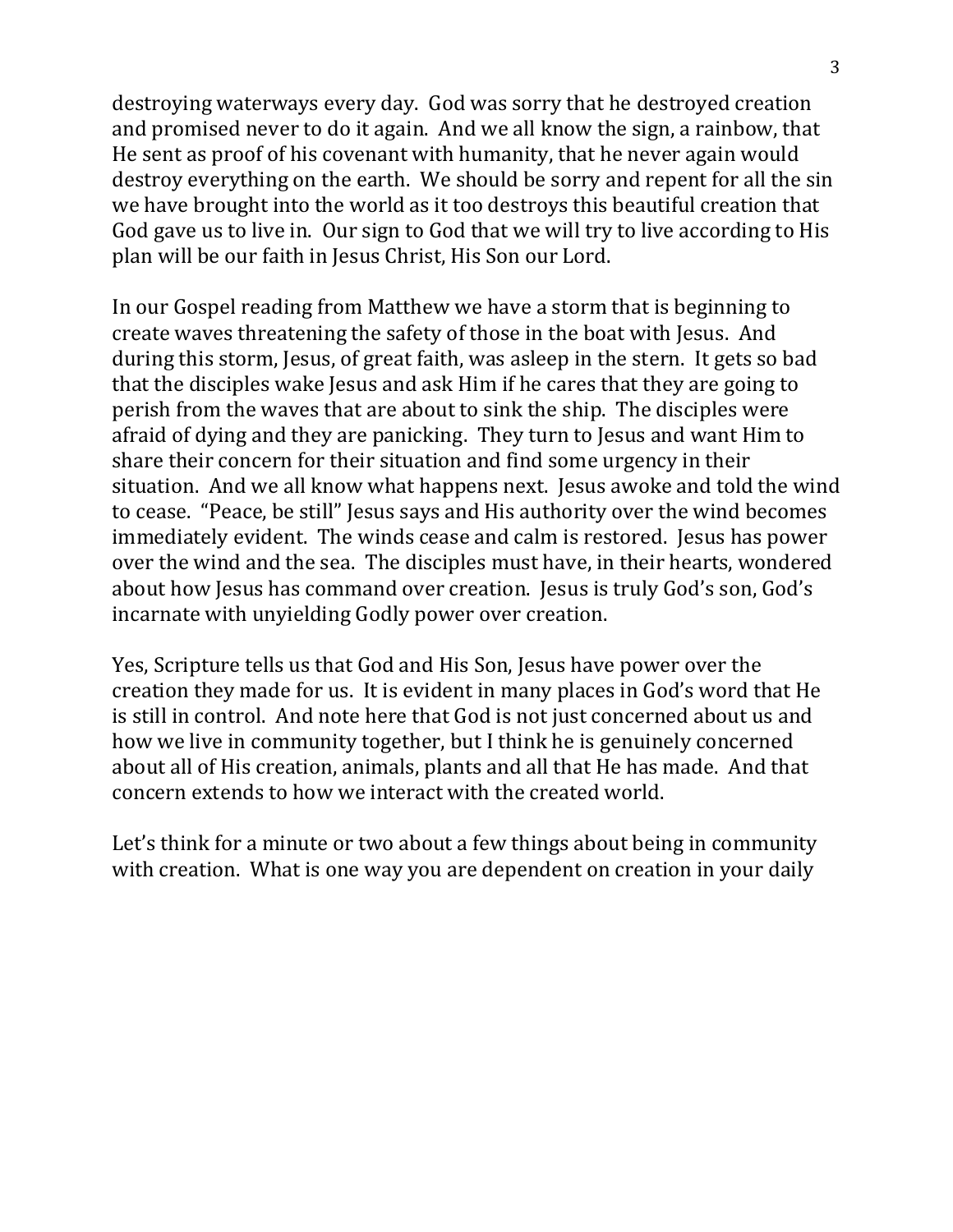destroying waterways every day. God was sorry that he destroyed creation and promised never to do it again. And we all know the sign, a rainbow, that He sent as proof of his covenant with humanity, that he never again would destroy everything on the earth. We should be sorry and repent for all the sin we have brought into the world as it too destroys this beautiful creation that God gave us to live in. Our sign to God that we will try to live according to His plan will be our faith in Jesus Christ, His Son our Lord.

In our Gospel reading from Matthew we have a storm that is beginning to create waves threatening the safety of those in the boat with Jesus. And during this storm, Jesus, of great faith, was asleep in the stern. It gets so bad that the disciples wake Jesus and ask Him if he cares that they are going to perish from the waves that are about to sink the ship. The disciples were afraid of dying and they are panicking. They turn to Jesus and want Him to share their concern for their situation and find some urgency in their situation. And we all know what happens next. Jesus awoke and told the wind to cease. "Peace, be still" Jesus says and His authority over the wind becomes immediately evident. The winds cease and calm is restored. Jesus has power over the wind and the sea. The disciples must have, in their hearts, wondered about how Jesus has command over creation. Jesus is truly God's son, God's incarnate with unyielding Godly power over creation.

Yes, Scripture tells us that God and His Son, Jesus have power over the creation they made for us. It is evident in many places in God's word that He is still in control. And note here that God is not just concerned about us and how we live in community together, but I think he is genuinely concerned about all of His creation, animals, plants and all that He has made. And that concern extends to how we interact with the created world.

Let's think for a minute or two about a few things about being in community with creation. What is one way you are dependent on creation in your daily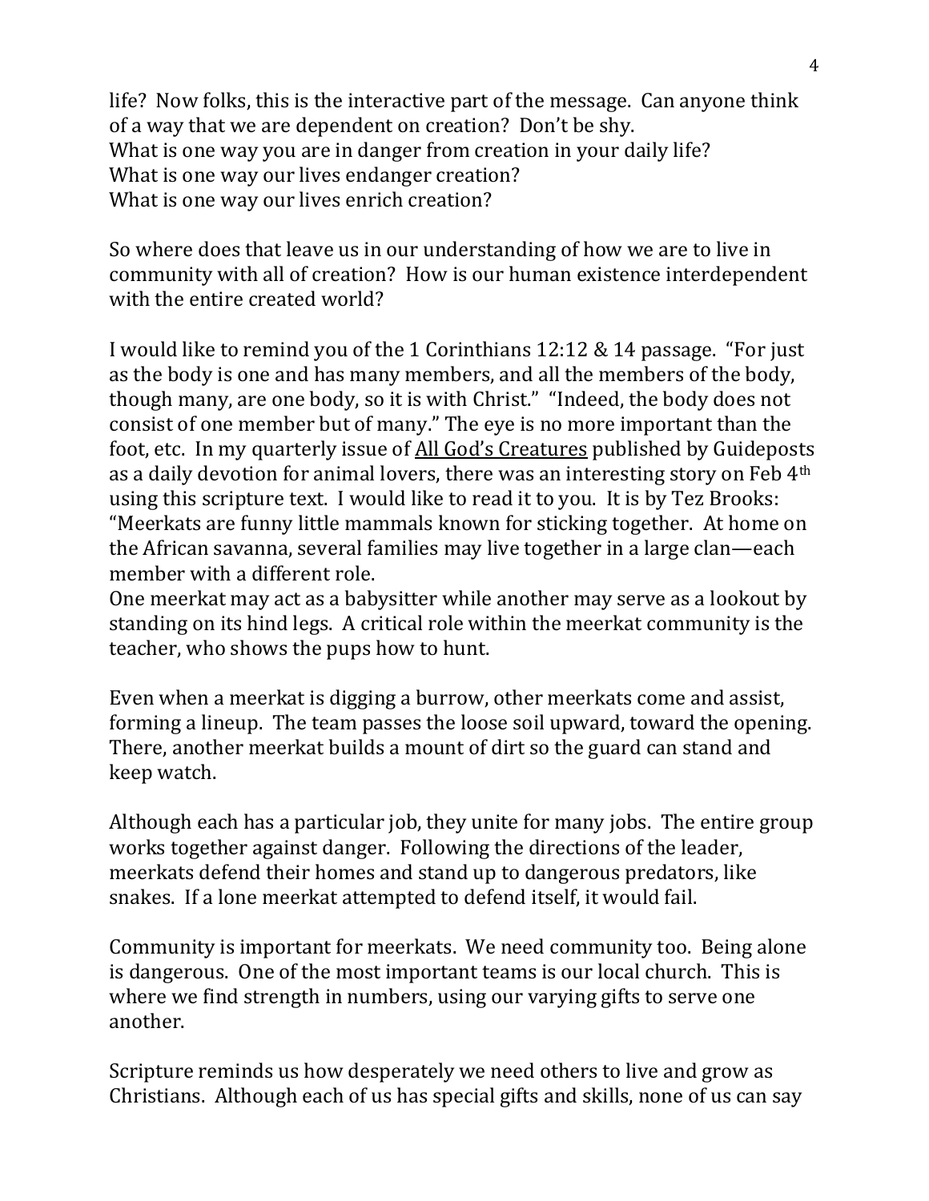life? Now folks, this is the interactive part of the message. Can anyone think of a way that we are dependent on creation? Don't be shy.
What is one way you are in danger from creation in your daily life?
What is one way our lives endanger creation?
What is one way our lives enrich creation?

So where does that leave us in our understanding of how we are to live in community with all of creation? How is our human existence interdependent with the entire created world?

I would like to remind you of the 1 Corinthians 12:12 & 14 passage. "For just as the body is one and has many members, and all the members of the body, though many, are one body, so it is with Christ." "Indeed, the body does not consist of one member but of many." The eye is no more important than the foot, etc. In my quarterly issue of <u>All God's Creatures</u> published by Guideposts as a daily devotion for animal lovers, there was an interesting story on Feb 4th using this scripture text. I would like to read it to you. It is by Tez Brooks: "Meerkats are funny little mammals known for sticking together. At home on the African savanna, several families may live together in a large clan—each member with a different role.
One meerkat may act as a babysitter while another may serve as a lookout by standing on its hind legs. A critical role within the meerkat community is the teacher, who shows the pups how to hunt.

Even when a meerkat is digging a burrow, other meerkats come and assist, forming a lineup. The team passes the loose soil upward, toward the opening. There, another meerkat builds a mount of dirt so the guard can stand and keep watch.

Although each has a particular job, they unite for many jobs. The entire group works together against danger. Following the directions of the leader, meerkats defend their homes and stand up to dangerous predators, like snakes. If a lone meerkat attempted to defend itself, it would fail.

Community is important for meerkats. We need community too. Being alone is dangerous. One of the most important teams is our local church. This is where we find strength in numbers, using our varying gifts to serve one another.

Scripture reminds us how desperately we need others to live and grow as Christians. Although each of us has special gifts and skills, none of us can say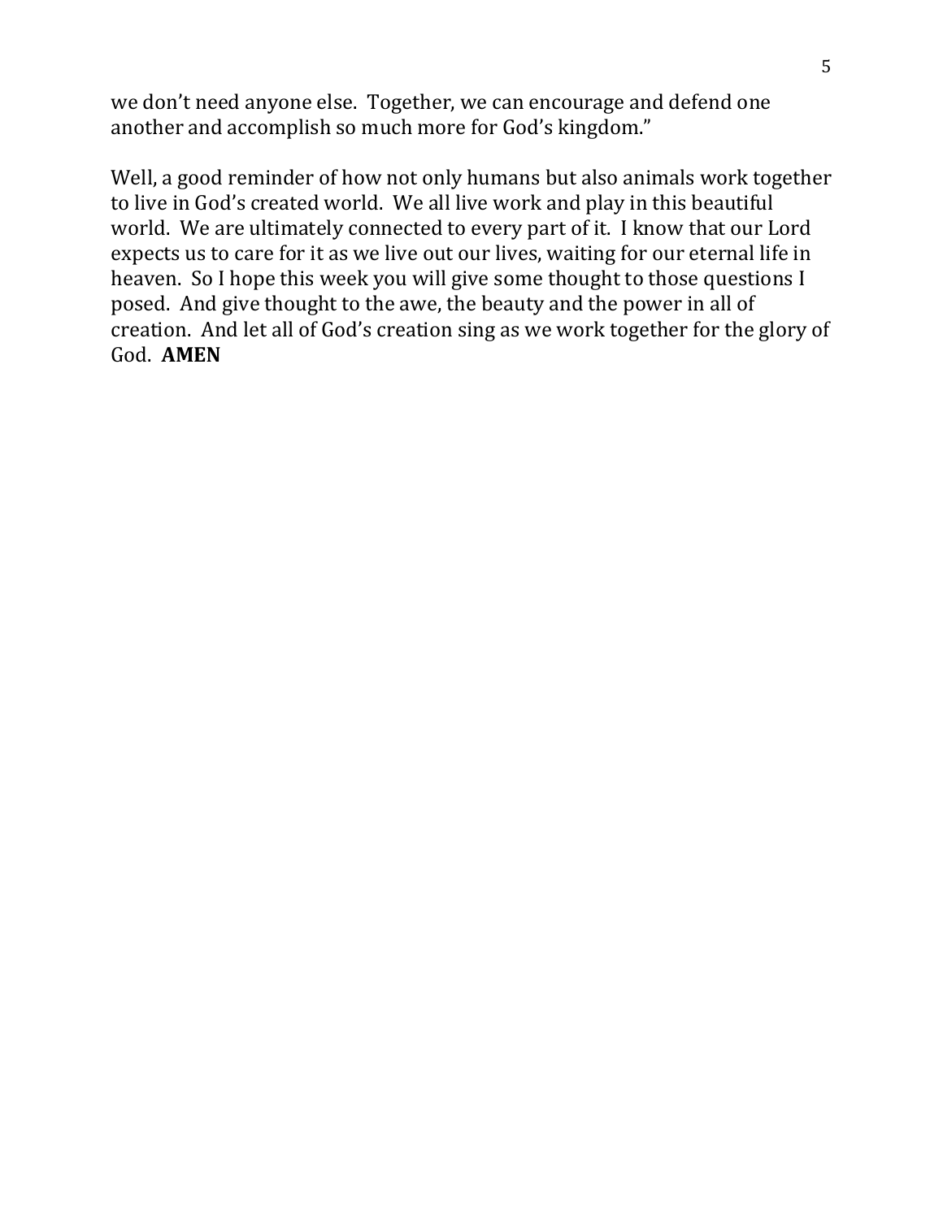we don't need anyone else.  Together, we can encourage and defend one another and accomplish so much more for God's kingdom."

Well, a good reminder of how not only humans but also animals work together to live in God's created world.  We all live work and play in this beautiful world.  We are ultimately connected to every part of it.  I know that our Lord expects us to care for it as we live out our lives, waiting for our eternal life in heaven.  So I hope this week you will give some thought to those questions I posed.  And give thought to the awe, the beauty and the power in all of creation.  And let all of God's creation sing as we work together for the glory of God.  **AMEN**